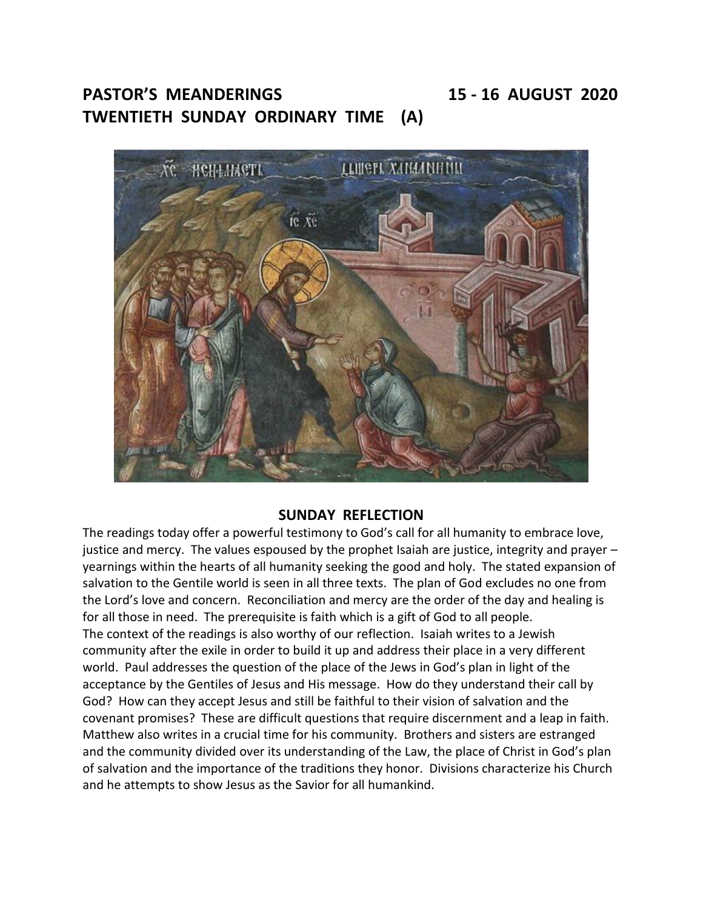# PASTOR'S MEANDERINGS 15 - 16 AUGUST 2020
# TWENTIETH SUNDAY ORDINARY TIME (A)

## SUNDAY REFLECTION

The readings today offer a powerful testimony to God's call for all humanity to embrace love, justice and mercy. The values espoused by the prophet Isaiah are justice, integrity and prayer – yearnings within the hearts of all humanity seeking the good and holy. The stated expansion of salvation to the Gentile world is seen in all three texts. The plan of God excludes no one from the Lord's love and concern. Reconciliation and mercy are the order of the day and healing is for all those in need. The prerequisite is faith which is a gift of God to all people.

The context of the readings is also worthy of our reflection. Isaiah writes to a Jewish community after the exile in order to build it up and address their place in a very different world. Paul addresses the question of the place of the Jews in God's plan in light of the acceptance by the Gentiles of Jesus and His message. How do they understand their call by God? How can they accept Jesus and still be faithful to their vision of salvation and the covenant promises? These are difficult questions that require discernment and a leap in faith. Matthew also writes in a crucial time for his community. Brothers and sisters are estranged and the community divided over its understanding of the Law, the place of Christ in God's plan of salvation and the importance of the traditions they honor. Divisions characterize his Church and he attempts to show Jesus as the Savior for all humankind.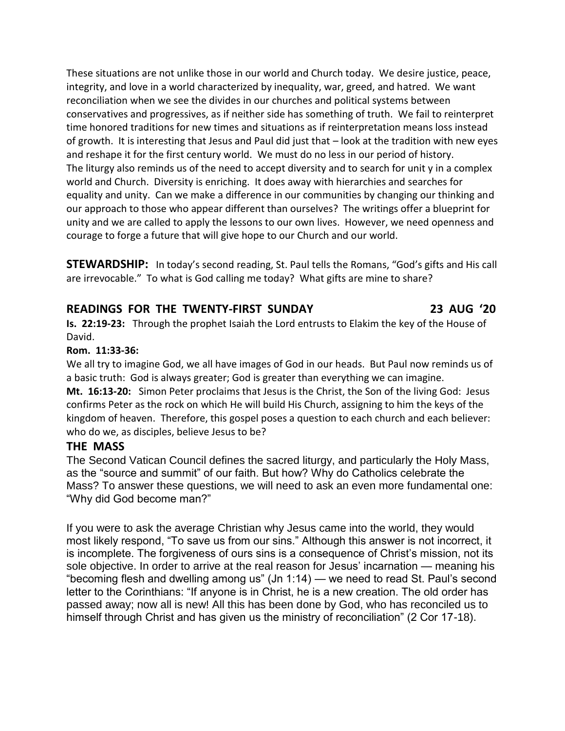These situations are not unlike those in our world and Church today. We desire justice, peace, integrity, and love in a world characterized by inequality, war, greed, and hatred. We want reconciliation when we see the divides in our churches and political systems between conservatives and progressives, as if neither side has something of truth. We fail to reinterpret time honored traditions for new times and situations as if reinterpretation means loss instead of growth. It is interesting that Jesus and Paul did just that – look at the tradition with new eyes and reshape it for the first century world. We must do no less in our period of history. The liturgy also reminds us of the need to accept diversity and to search for unit y in a complex world and Church. Diversity is enriching. It does away with hierarchies and searches for equality and unity. Can we make a difference in our communities by changing our thinking and our approach to those who appear different than ourselves? The writings offer a blueprint for unity and we are called to apply the lessons to our own lives. However, we need openness and courage to forge a future that will give hope to our Church and our world.

**STEWARDSHIP:** In today's second reading, St. Paul tells the Romans, "God's gifts and His call are irrevocable." To what is God calling me today? What gifts are mine to share?

## READINGS FOR THE TWENTY-FIRST SUNDAY 23 AUG '20

**Is. 22:19-23:** Through the prophet Isaiah the Lord entrusts to Elakim the key of the House of David.

**Rom. 11:33-36:**

We all try to imagine God, we all have images of God in our heads. But Paul now reminds us of a basic truth: God is always greater; God is greater than everything we can imagine.

**Mt. 16:13-20:** Simon Peter proclaims that Jesus is the Christ, the Son of the living God: Jesus confirms Peter as the rock on which He will build His Church, assigning to him the keys of the kingdom of heaven. Therefore, this gospel poses a question to each church and each believer: who do we, as disciples, believe Jesus to be?

## THE MASS

The Second Vatican Council defines the sacred liturgy, and particularly the Holy Mass, as the "source and summit" of our faith. But how? Why do Catholics celebrate the Mass? To answer these questions, we will need to ask an even more fundamental one: "Why did God become man?"

If you were to ask the average Christian why Jesus came into the world, they would most likely respond, "To save us from our sins." Although this answer is not incorrect, it is incomplete. The forgiveness of ours sins is a consequence of Christ's mission, not its sole objective. In order to arrive at the real reason for Jesus' incarnation — meaning his "becoming flesh and dwelling among us" (Jn 1:14) — we need to read St. Paul's second letter to the Corinthians: "If anyone is in Christ, he is a new creation. The old order has passed away; now all is new! All this has been done by God, who has reconciled us to himself through Christ and has given us the ministry of reconciliation" (2 Cor 17-18).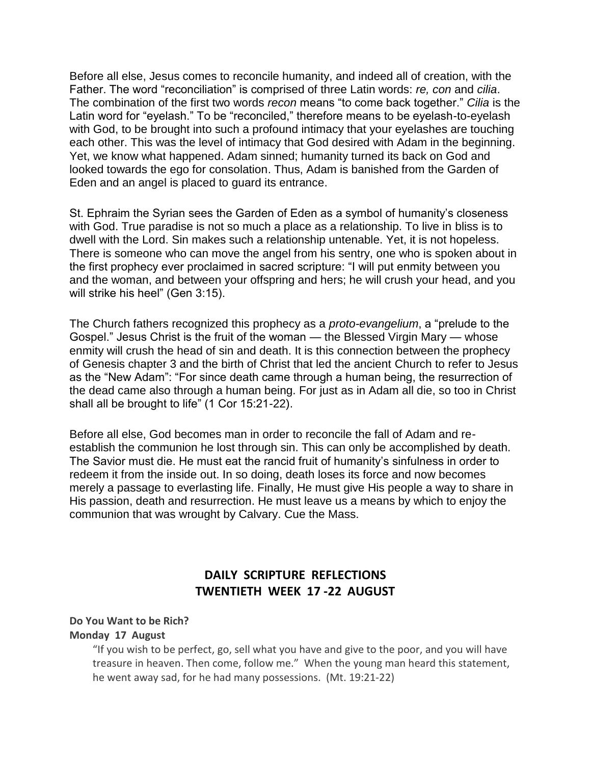Before all else, Jesus comes to reconcile humanity, and indeed all of creation, with the Father. The word "reconciliation" is comprised of three Latin words: *re, con* and *cilia*. The combination of the first two words *recon* means "to come back together." *Cilia* is the Latin word for "eyelash." To be "reconciled," therefore means to be eyelash-to-eyelash with God, to be brought into such a profound intimacy that your eyelashes are touching each other. This was the level of intimacy that God desired with Adam in the beginning. Yet, we know what happened. Adam sinned; humanity turned its back on God and looked towards the ego for consolation. Thus, Adam is banished from the Garden of Eden and an angel is placed to guard its entrance.

St. Ephraim the Syrian sees the Garden of Eden as a symbol of humanity's closeness with God. True paradise is not so much a place as a relationship. To live in bliss is to dwell with the Lord. Sin makes such a relationship untenable. Yet, it is not hopeless. There is someone who can move the angel from his sentry, one who is spoken about in the first prophecy ever proclaimed in sacred scripture: "I will put enmity between you and the woman, and between your offspring and hers; he will crush your head, and you will strike his heel" (Gen 3:15).

The Church fathers recognized this prophecy as a *proto-evangelium*, a "prelude to the Gospel." Jesus Christ is the fruit of the woman — the Blessed Virgin Mary — whose enmity will crush the head of sin and death. It is this connection between the prophecy of Genesis chapter 3 and the birth of Christ that led the ancient Church to refer to Jesus as the "New Adam": "For since death came through a human being, the resurrection of the dead came also through a human being. For just as in Adam all die, so too in Christ shall all be brought to life" (1 Cor 15:21-22).

Before all else, God becomes man in order to reconcile the fall of Adam and re-establish the communion he lost through sin. This can only be accomplished by death. The Savior must die. He must eat the rancid fruit of humanity's sinfulness in order to redeem it from the inside out. In so doing, death loses its force and now becomes merely a passage to everlasting life. Finally, He must give His people a way to share in His passion, death and resurrection. He must leave us a means by which to enjoy the communion that was wrought by Calvary. Cue the Mass.

## DAILY SCRIPTURE REFLECTIONS
## TWENTIETH WEEK 17 -22 AUGUST

**Do You Want to be Rich?**

**Monday 17 August**

> "If you wish to be perfect, go, sell what you have and give to the poor, and you will have treasure in heaven. Then come, follow me." When the young man heard this statement, he went away sad, for he had many possessions. (Mt. 19:21-22)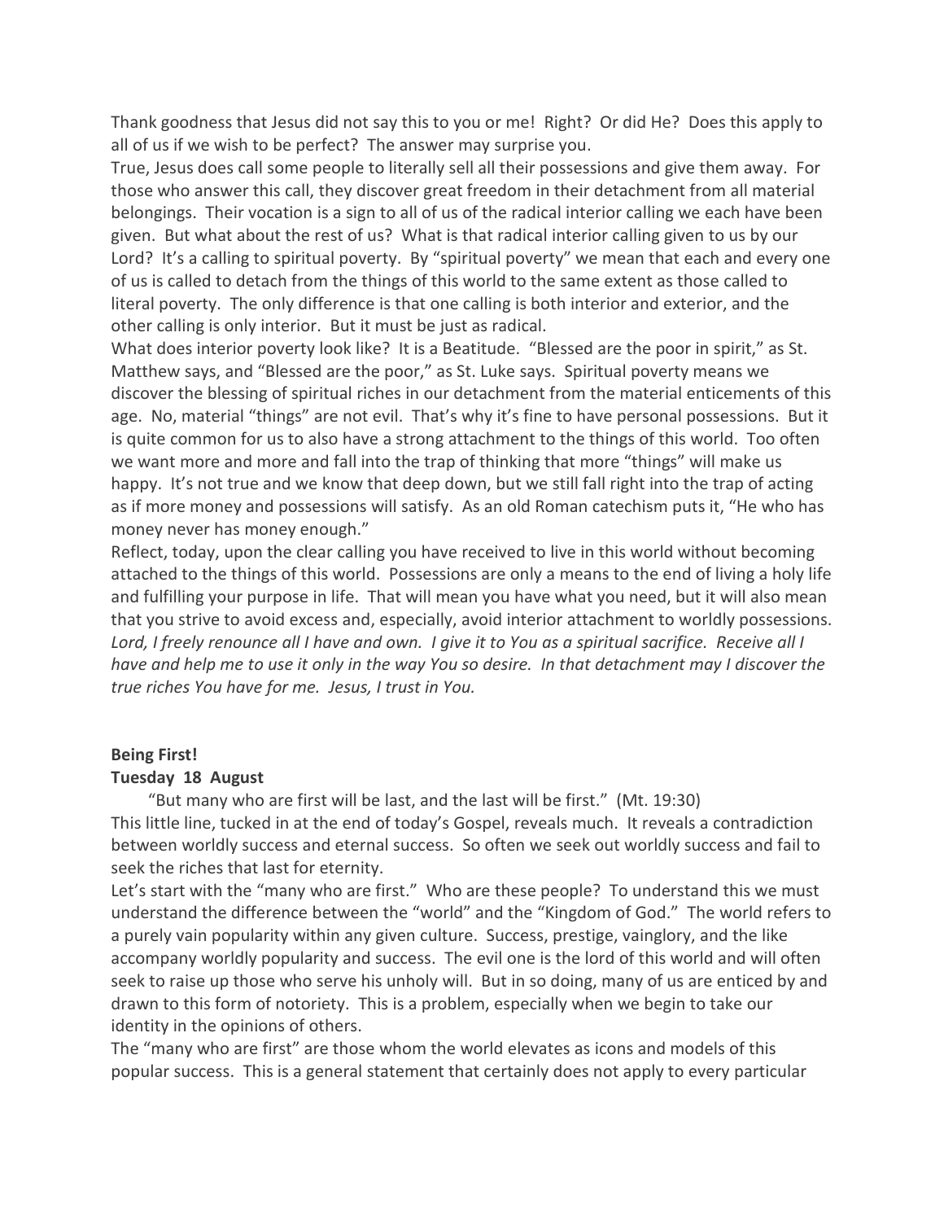Thank goodness that Jesus did not say this to you or me! Right? Or did He? Does this apply to all of us if we wish to be perfect? The answer may surprise you.

True, Jesus does call some people to literally sell all their possessions and give them away. For those who answer this call, they discover great freedom in their detachment from all material belongings. Their vocation is a sign to all of us of the radical interior calling we each have been given. But what about the rest of us? What is that radical interior calling given to us by our Lord? It's a calling to spiritual poverty. By "spiritual poverty" we mean that each and every one of us is called to detach from the things of this world to the same extent as those called to literal poverty. The only difference is that one calling is both interior and exterior, and the other calling is only interior. But it must be just as radical.

What does interior poverty look like? It is a Beatitude. "Blessed are the poor in spirit," as St. Matthew says, and "Blessed are the poor," as St. Luke says. Spiritual poverty means we discover the blessing of spiritual riches in our detachment from the material enticements of this age. No, material "things" are not evil. That's why it's fine to have personal possessions. But it is quite common for us to also have a strong attachment to the things of this world. Too often we want more and more and fall into the trap of thinking that more "things" will make us happy. It's not true and we know that deep down, but we still fall right into the trap of acting as if more money and possessions will satisfy. As an old Roman catechism puts it, "He who has money never has money enough."

Reflect, today, upon the clear calling you have received to live in this world without becoming attached to the things of this world. Possessions are only a means to the end of living a holy life and fulfilling your purpose in life. That will mean you have what you need, but it will also mean that you strive to avoid excess and, especially, avoid interior attachment to worldly possessions.

*Lord, I freely renounce all I have and own. I give it to You as a spiritual sacrifice. Receive all I have and help me to use it only in the way You so desire. In that detachment may I discover the true riches You have for me. Jesus, I trust in You.*

**Being First!**

**Tuesday 18 August**

"But many who are first will be last, and the last will be first." (Mt. 19:30)

This little line, tucked in at the end of today's Gospel, reveals much. It reveals a contradiction between worldly success and eternal success. So often we seek out worldly success and fail to seek the riches that last for eternity.

Let's start with the "many who are first." Who are these people? To understand this we must understand the difference between the "world" and the "Kingdom of God." The world refers to a purely vain popularity within any given culture. Success, prestige, vainglory, and the like accompany worldly popularity and success. The evil one is the lord of this world and will often seek to raise up those who serve his unholy will. But in so doing, many of us are enticed by and drawn to this form of notoriety. This is a problem, especially when we begin to take our identity in the opinions of others.

The "many who are first" are those whom the world elevates as icons and models of this popular success. This is a general statement that certainly does not apply to every particular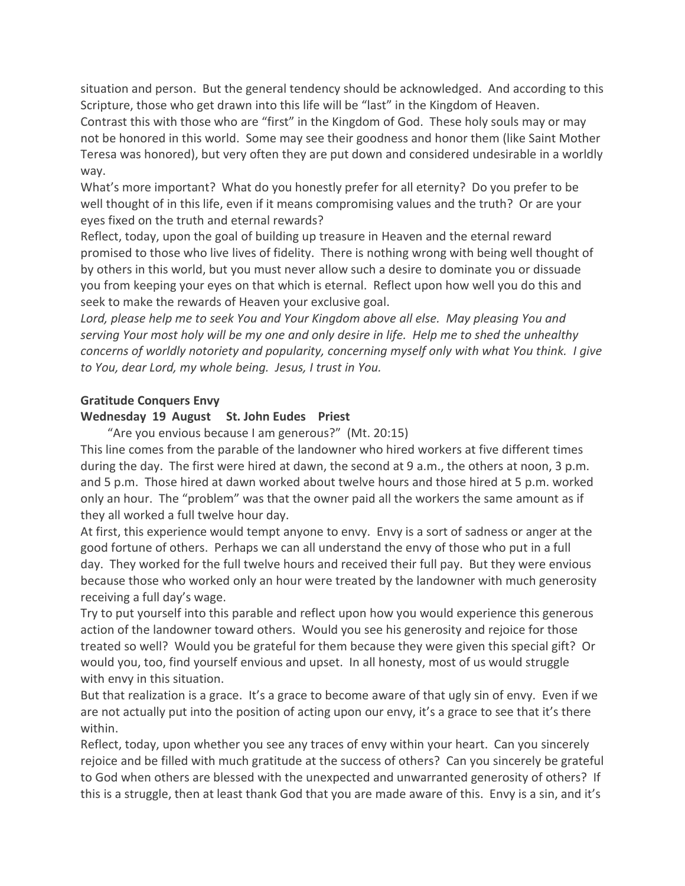situation and person. But the general tendency should be acknowledged. And according to this Scripture, those who get drawn into this life will be "last" in the Kingdom of Heaven.

Contrast this with those who are "first" in the Kingdom of God. These holy souls may or may not be honored in this world. Some may see their goodness and honor them (like Saint Mother Teresa was honored), but very often they are put down and considered undesirable in a worldly way.

What's more important? What do you honestly prefer for all eternity? Do you prefer to be well thought of in this life, even if it means compromising values and the truth? Or are your eyes fixed on the truth and eternal rewards?

Reflect, today, upon the goal of building up treasure in Heaven and the eternal reward promised to those who live lives of fidelity. There is nothing wrong with being well thought of by others in this world, but you must never allow such a desire to dominate you or dissuade you from keeping your eyes on that which is eternal. Reflect upon how well you do this and seek to make the rewards of Heaven your exclusive goal.

*Lord, please help me to seek You and Your Kingdom above all else. May pleasing You and serving Your most holy will be my one and only desire in life. Help me to shed the unhealthy concerns of worldly notoriety and popularity, concerning myself only with what You think. I give to You, dear Lord, my whole being. Jesus, I trust in You.*

**Gratitude Conquers Envy**

**Wednesday 19 August St. John Eudes Priest**

"Are you envious because I am generous?" (Mt. 20:15)

This line comes from the parable of the landowner who hired workers at five different times during the day. The first were hired at dawn, the second at 9 a.m., the others at noon, 3 p.m. and 5 p.m. Those hired at dawn worked about twelve hours and those hired at 5 p.m. worked only an hour. The "problem" was that the owner paid all the workers the same amount as if they all worked a full twelve hour day.

At first, this experience would tempt anyone to envy. Envy is a sort of sadness or anger at the good fortune of others. Perhaps we can all understand the envy of those who put in a full day. They worked for the full twelve hours and received their full pay. But they were envious because those who worked only an hour were treated by the landowner with much generosity receiving a full day's wage.

Try to put yourself into this parable and reflect upon how you would experience this generous action of the landowner toward others. Would you see his generosity and rejoice for those treated so well? Would you be grateful for them because they were given this special gift? Or would you, too, find yourself envious and upset. In all honesty, most of us would struggle with envy in this situation.

But that realization is a grace. It's a grace to become aware of that ugly sin of envy. Even if we are not actually put into the position of acting upon our envy, it's a grace to see that it's there within.

Reflect, today, upon whether you see any traces of envy within your heart. Can you sincerely rejoice and be filled with much gratitude at the success of others? Can you sincerely be grateful to God when others are blessed with the unexpected and unwarranted generosity of others? If this is a struggle, then at least thank God that you are made aware of this. Envy is a sin, and it's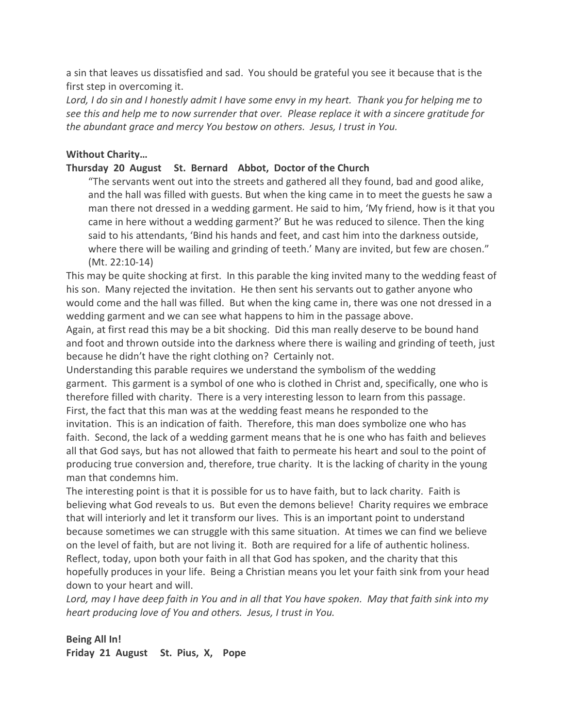a sin that leaves us dissatisfied and sad. You should be grateful you see it because that is the first step in overcoming it.

*Lord, I do sin and I honestly admit I have some envy in my heart. Thank you for helping me to see this and help me to now surrender that over. Please replace it with a sincere gratitude for the abundant grace and mercy You bestow on others. Jesus, I trust in You.*

**Without Charity…**

**Thursday 20 August St. Bernard Abbot, Doctor of the Church**

> "The servants went out into the streets and gathered all they found, bad and good alike, and the hall was filled with guests. But when the king came in to meet the guests he saw a man there not dressed in a wedding garment. He said to him, 'My friend, how is it that you came in here without a wedding garment?' But he was reduced to silence. Then the king said to his attendants, 'Bind his hands and feet, and cast him into the darkness outside, where there will be wailing and grinding of teeth.' Many are invited, but few are chosen." (Mt. 22:10-14)

This may be quite shocking at first. In this parable the king invited many to the wedding feast of his son. Many rejected the invitation. He then sent his servants out to gather anyone who would come and the hall was filled. But when the king came in, there was one not dressed in a wedding garment and we can see what happens to him in the passage above.

Again, at first read this may be a bit shocking. Did this man really deserve to be bound hand and foot and thrown outside into the darkness where there is wailing and grinding of teeth, just because he didn't have the right clothing on? Certainly not.

Understanding this parable requires we understand the symbolism of the wedding garment. This garment is a symbol of one who is clothed in Christ and, specifically, one who is therefore filled with charity. There is a very interesting lesson to learn from this passage. First, the fact that this man was at the wedding feast means he responded to the invitation. This is an indication of faith. Therefore, this man does symbolize one who has faith. Second, the lack of a wedding garment means that he is one who has faith and believes all that God says, but has not allowed that faith to permeate his heart and soul to the point of producing true conversion and, therefore, true charity. It is the lacking of charity in the young man that condemns him.

The interesting point is that it is possible for us to have faith, but to lack charity. Faith is believing what God reveals to us. But even the demons believe! Charity requires we embrace that will interiorly and let it transform our lives. This is an important point to understand because sometimes we can struggle with this same situation. At times we can find we believe on the level of faith, but are not living it. Both are required for a life of authentic holiness.

Reflect, today, upon both your faith in all that God has spoken, and the charity that this hopefully produces in your life. Being a Christian means you let your faith sink from your head down to your heart and will.

*Lord, may I have deep faith in You and in all that You have spoken. May that faith sink into my heart producing love of You and others. Jesus, I trust in You.*

**Being All In!**

**Friday 21 August St. Pius, X, Pope**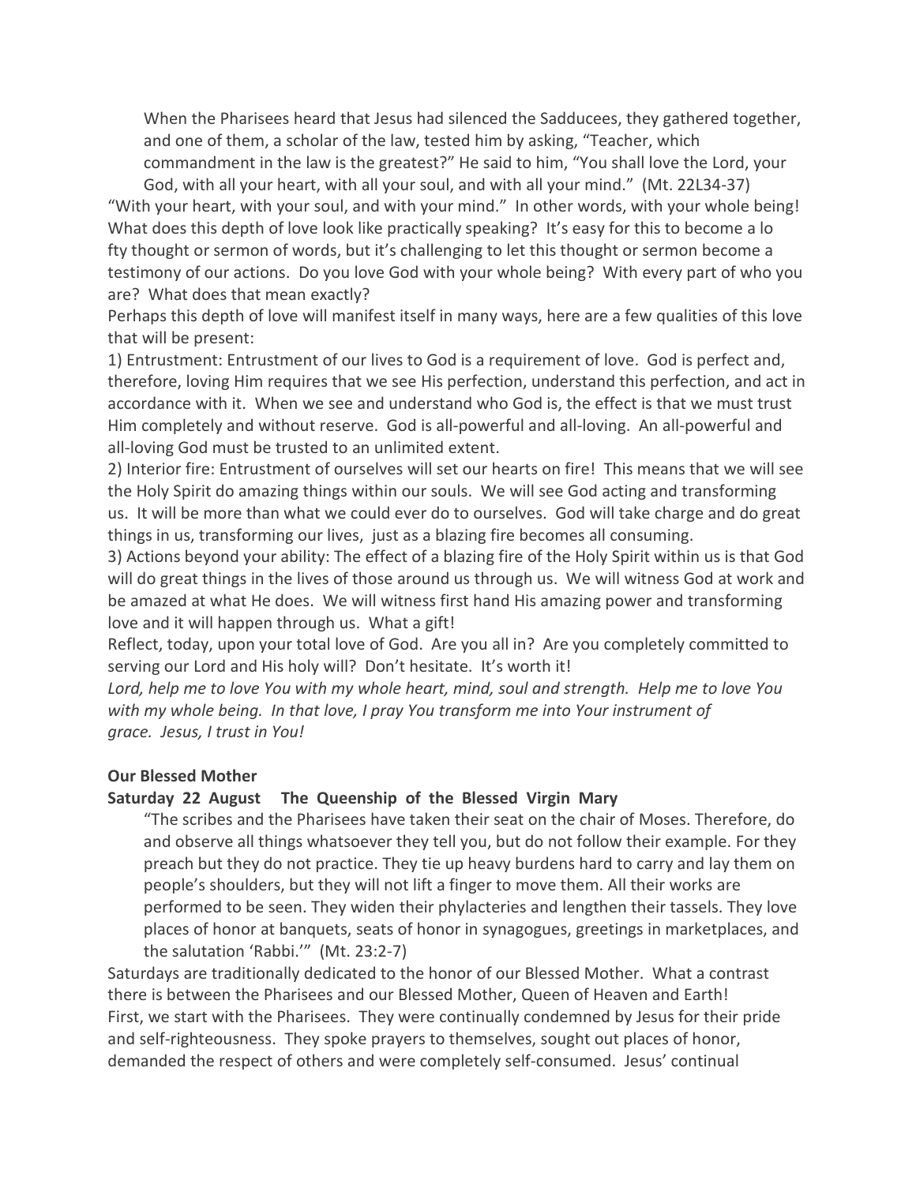> When the Pharisees heard that Jesus had silenced the Sadducees, they gathered together, and one of them, a scholar of the law, tested him by asking, "Teacher, which commandment in the law is the greatest?" He said to him, "You shall love the Lord, your God, with all your heart, with all your soul, and with all your mind." (Mt. 22L34-37)

"With your heart, with your soul, and with your mind." In other words, with your whole being! What does this depth of love look like practically speaking? It's easy for this to become a lo fty thought or sermon of words, but it's challenging to let this thought or sermon become a testimony of our actions. Do you love God with your whole being? With every part of who you are? What does that mean exactly?

Perhaps this depth of love will manifest itself in many ways, here are a few qualities of this love that will be present:

1) Entrustment: Entrustment of our lives to God is a requirement of love. God is perfect and, therefore, loving Him requires that we see His perfection, understand this perfection, and act in accordance with it. When we see and understand who God is, the effect is that we must trust Him completely and without reserve. God is all-powerful and all-loving. An all-powerful and all-loving God must be trusted to an unlimited extent.

2) Interior fire: Entrustment of ourselves will set our hearts on fire! This means that we will see the Holy Spirit do amazing things within our souls. We will see God acting and transforming us. It will be more than what we could ever do to ourselves. God will take charge and do great things in us, transforming our lives, just as a blazing fire becomes all consuming.

3) Actions beyond your ability: The effect of a blazing fire of the Holy Spirit within us is that God will do great things in the lives of those around us through us. We will witness God at work and be amazed at what He does. We will witness first hand His amazing power and transforming love and it will happen through us. What a gift!

Reflect, today, upon your total love of God. Are you all in? Are you completely committed to serving our Lord and His holy will? Don't hesitate. It's worth it!

*Lord, help me to love You with my whole heart, mind, soul and strength. Help me to love You with my whole being. In that love, I pray You transform me into Your instrument of grace. Jesus, I trust in You!*

**Our Blessed Mother**

**Saturday 22 August The Queenship of the Blessed Virgin Mary**

> "The scribes and the Pharisees have taken their seat on the chair of Moses. Therefore, do and observe all things whatsoever they tell you, but do not follow their example. For they preach but they do not practice. They tie up heavy burdens hard to carry and lay them on people's shoulders, but they will not lift a finger to move them. All their works are performed to be seen. They widen their phylacteries and lengthen their tassels. They love places of honor at banquets, seats of honor in synagogues, greetings in marketplaces, and the salutation 'Rabbi.'" (Mt. 23:2-7)

Saturdays are traditionally dedicated to the honor of our Blessed Mother. What a contrast there is between the Pharisees and our Blessed Mother, Queen of Heaven and Earth!

First, we start with the Pharisees. They were continually condemned by Jesus for their pride and self-righteousness. They spoke prayers to themselves, sought out places of honor, demanded the respect of others and were completely self-consumed. Jesus' continual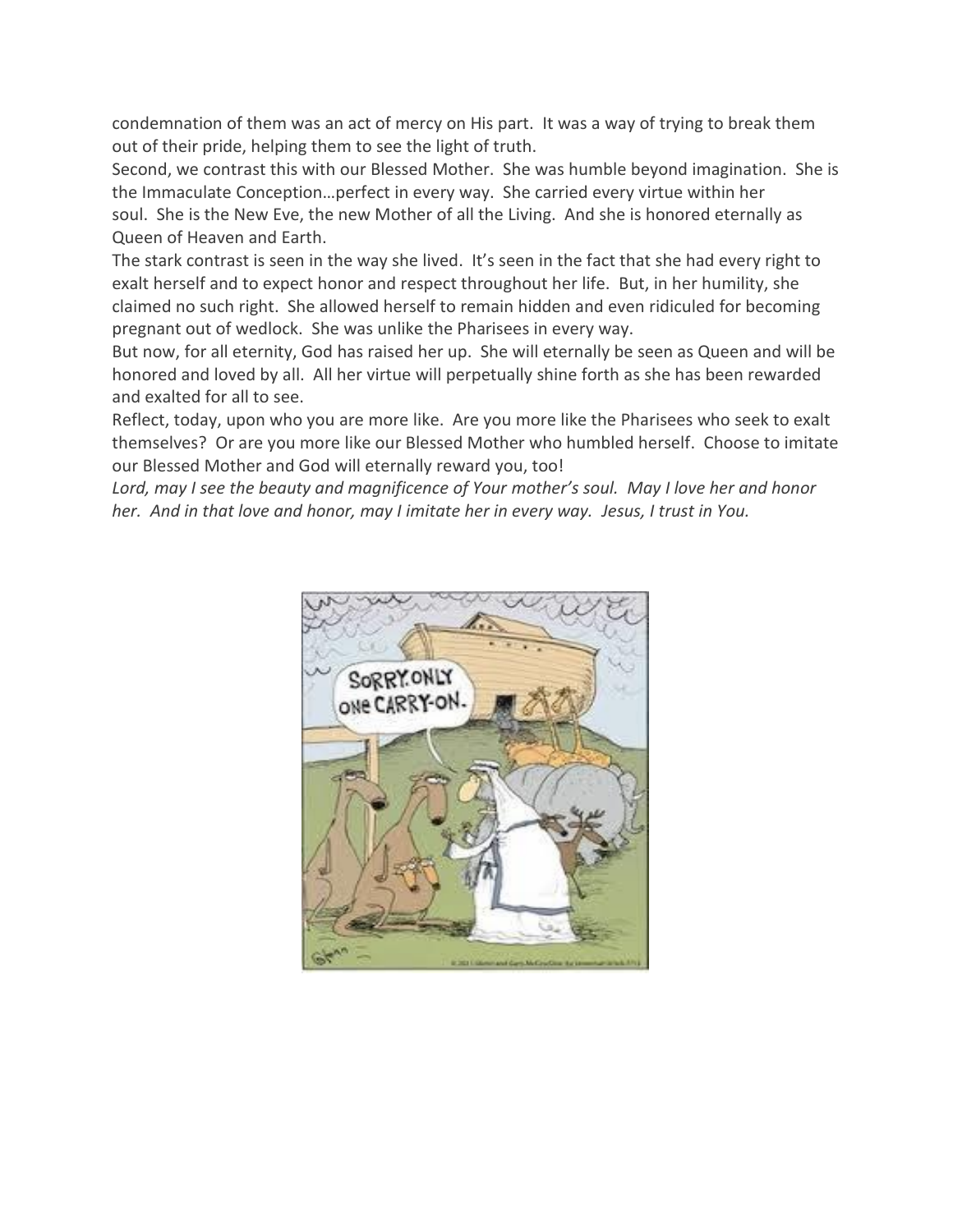condemnation of them was an act of mercy on His part. It was a way of trying to break them out of their pride, helping them to see the light of truth.

Second, we contrast this with our Blessed Mother. She was humble beyond imagination. She is the Immaculate Conception…perfect in every way. She carried every virtue within her soul. She is the New Eve, the new Mother of all the Living. And she is honored eternally as Queen of Heaven and Earth.

The stark contrast is seen in the way she lived. It's seen in the fact that she had every right to exalt herself and to expect honor and respect throughout her life. But, in her humility, she claimed no such right. She allowed herself to remain hidden and even ridiculed for becoming pregnant out of wedlock. She was unlike the Pharisees in every way.

But now, for all eternity, God has raised her up. She will eternally be seen as Queen and will be honored and loved by all. All her virtue will perpetually shine forth as she has been rewarded and exalted for all to see.

Reflect, today, upon who you are more like. Are you more like the Pharisees who seek to exalt themselves? Or are you more like our Blessed Mother who humbled herself. Choose to imitate our Blessed Mother and God will eternally reward you, too!

*Lord, may I see the beauty and magnificence of Your mother's soul. May I love her and honor her. And in that love and honor, may I imitate her in every way. Jesus, I trust in You.*